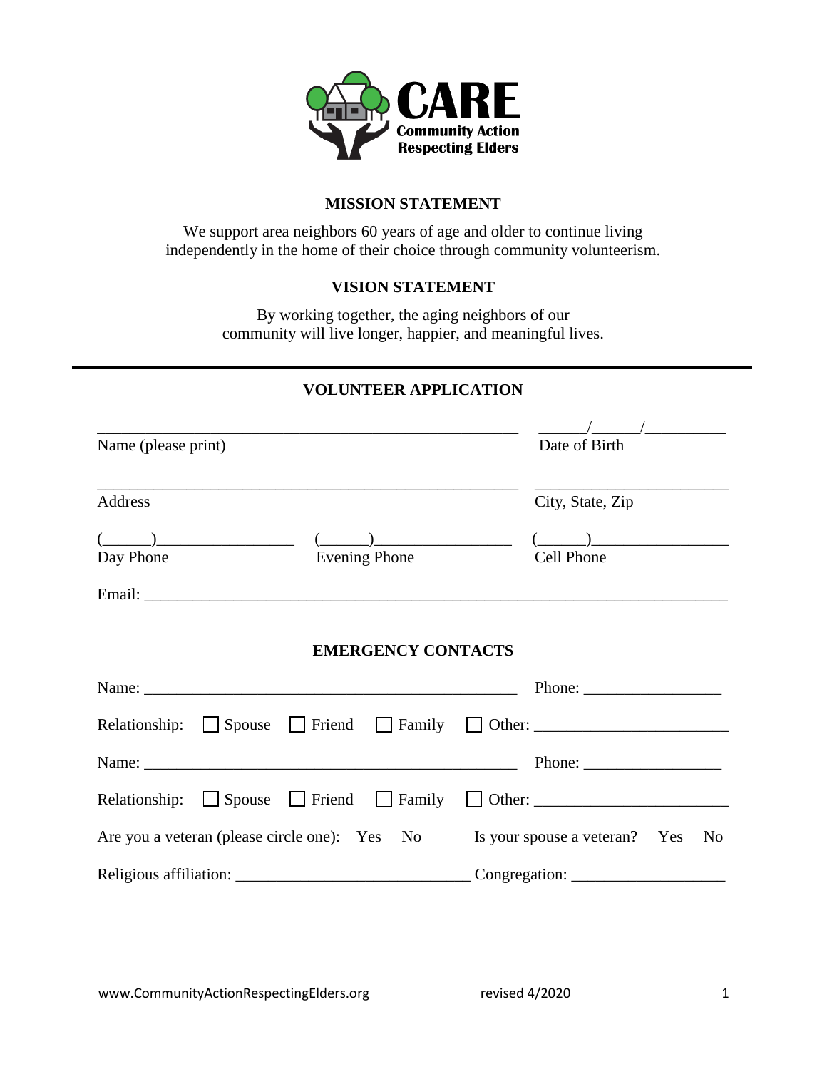**CARE**
**Community Action Respecting Elders**

## MISSION STATEMENT

We support area neighbors 60 years of age and older to continue living independently in the home of their choice through community volunteerism.

## VISION STATEMENT

By working together, the aging neighbors of our community will live longer, happier, and meaningful lives.

---

## VOLUNTEER APPLICATION

________________________________________________________ ______/______/__________
Name (please print) Date of Birth

________________________________________________________ ________________________
Address City, State, Zip

(______)_________________ (______)_________________ (______)_________________
Day Phone Evening Phone Cell Phone

Email: ___________________________________________________________________________

## EMERGENCY CONTACTS

Name: _______________________________________________ Phone: _________________

Relationship: ☐ Spouse ☐ Friend ☐ Family ☐ Other: ________________________

Name: _______________________________________________ Phone: _________________

Relationship: ☐ Spouse ☐ Friend ☐ Family ☐ Other: ________________________

Are you a veteran (please circle one): Yes No Is your spouse a veteran? Yes No

Religious affiliation: _____________________________ Congregation: ___________________

www.CommunityActionRespectingElders.org revised 4/2020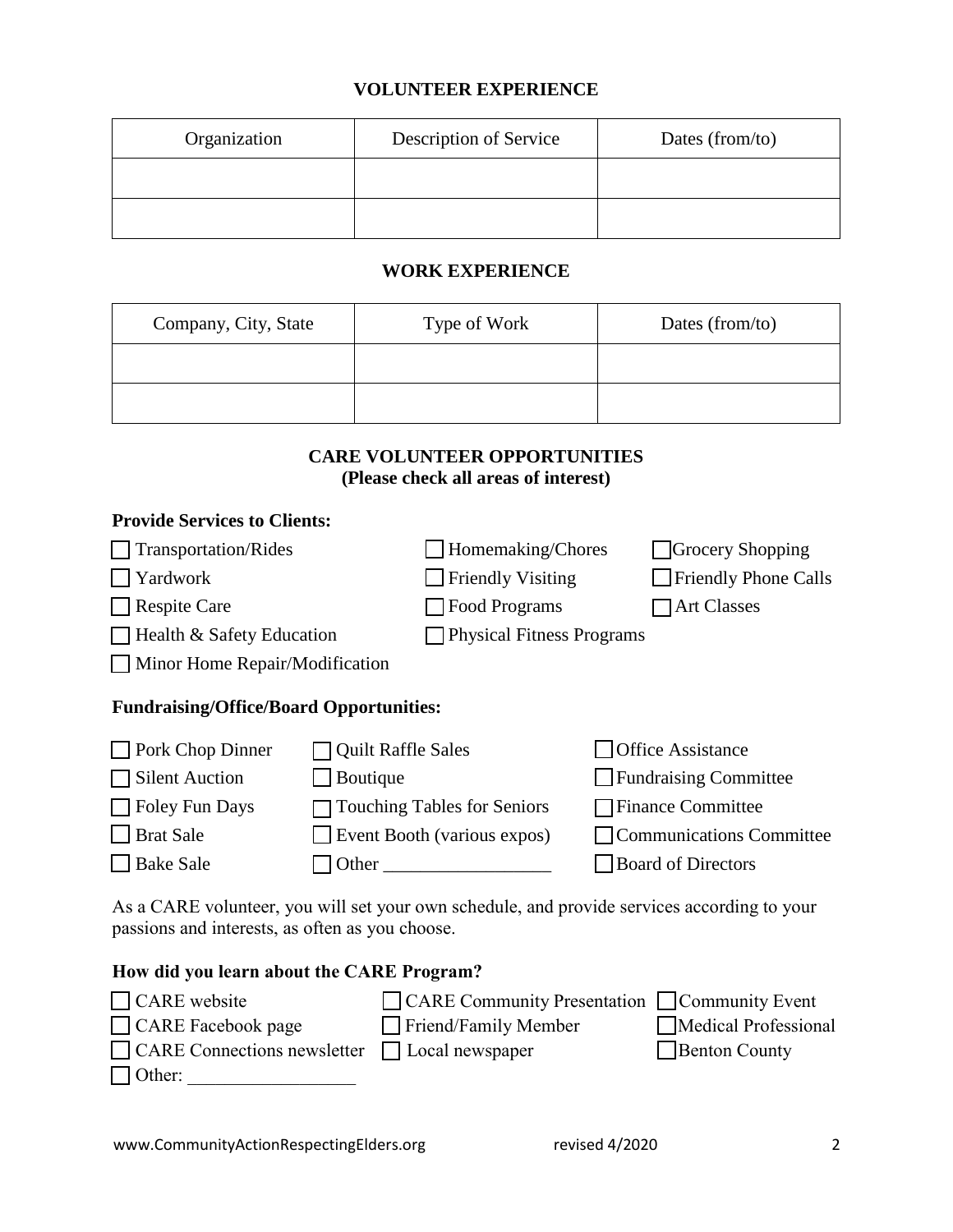## VOLUNTEER EXPERIENCE

| Organization | Description of Service | Dates (from/to) |
| --- | --- | --- |
| | | |
| | | |

## WORK EXPERIENCE

| Company, City, State | Type of Work | Dates (from/to) |
| --- | --- | --- |
| | | |
| | | |

## CARE VOLUNTEER OPPORTUNITIES
**(Please check all areas of interest)**

**Provide Services to Clients:**

- ☐ Transportation/Rides
- ☐ Homemaking/Chores
- ☐ Grocery Shopping
- ☐ Yardwork
- ☐ Friendly Visiting
- ☐ Friendly Phone Calls
- ☐ Respite Care
- ☐ Food Programs
- ☐ Art Classes
- ☐ Health & Safety Education
- ☐ Physical Fitness Programs
- ☐ Minor Home Repair/Modification

**Fundraising/Office/Board Opportunities:**

- ☐ Pork Chop Dinner
- ☐ Quilt Raffle Sales
- ☐ Office Assistance
- ☐ Silent Auction
- ☐ Boutique
- ☐ Fundraising Committee
- ☐ Foley Fun Days
- ☐ Touching Tables for Seniors
- ☐ Finance Committee
- ☐ Brat Sale
- ☐ Event Booth (various expos)
- ☐ Communications Committee
- ☐ Bake Sale
- ☐ Other __________________
- ☐ Board of Directors

As a CARE volunteer, you will set your own schedule, and provide services according to your passions and interests, as often as you choose.

**How did you learn about the CARE Program?**

- ☐ CARE website
- ☐ CARE Community Presentation
- ☐ Community Event
- ☐ CARE Facebook page
- ☐ Friend/Family Member
- ☐ Medical Professional
- ☐ CARE Connections newsletter
- ☐ Local newspaper
- ☐ Benton County
- ☐ Other: __________________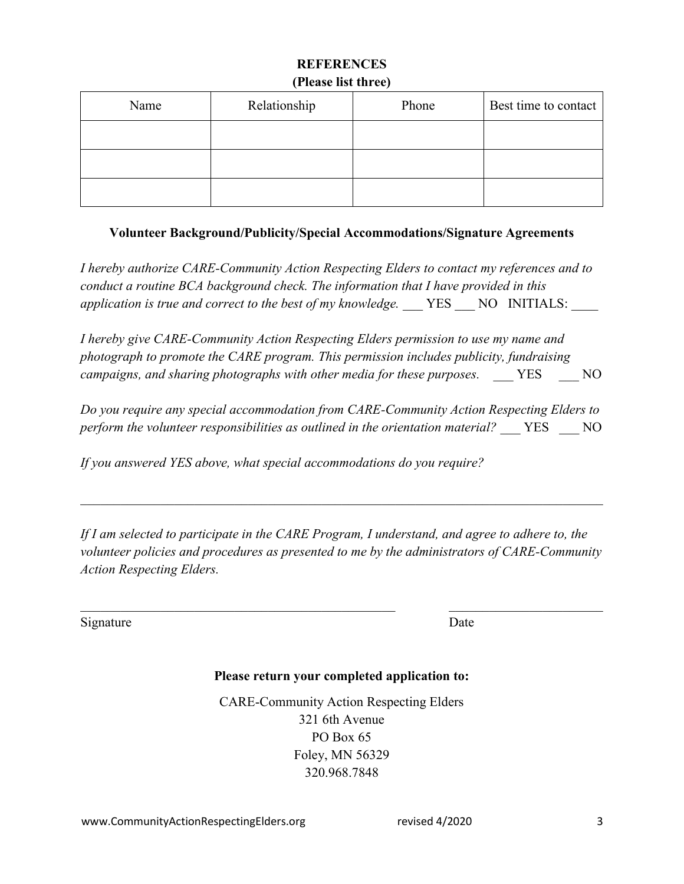## REFERENCES
**(Please list three)**

| Name | Relationship | Phone | Best time to contact |
|---|---|---|---|
| | | | |
| | | | |
| | | | |

### Volunteer Background/Publicity/Special Accommodations/Signature Agreements

*I hereby authorize CARE-Community Action Respecting Elders to contact my references and to conduct a routine BCA background check. The information that I have provided in this application is true and correct to the best of my knowledge.* ___ YES ___ NO INITIALS: ____

*I hereby give CARE-Community Action Respecting Elders permission to use my name and photograph to promote the CARE program. This permission includes publicity, fundraising campaigns, and sharing photographs with other media for these purposes.* ___ YES ___ NO

*Do you require any special accommodation from CARE-Community Action Respecting Elders to perform the volunteer responsibilities as outlined in the orientation material?* ___ YES ___ NO

*If you answered YES above, what special accommodations do you require?*

______________________________________________________________________________

*If I am selected to participate in the CARE Program, I understand, and agree to adhere to, the volunteer policies and procedures as presented to me by the administrators of CARE-Community Action Respecting Elders.*

_________________________________________________ ________________________

Signature Date

**Please return your completed application to:**

CARE-Community Action Respecting Elders
321 6th Avenue
PO Box 65
Foley, MN 56329
320.968.7848

www.CommunityActionRespectingElders.org revised 4/2020